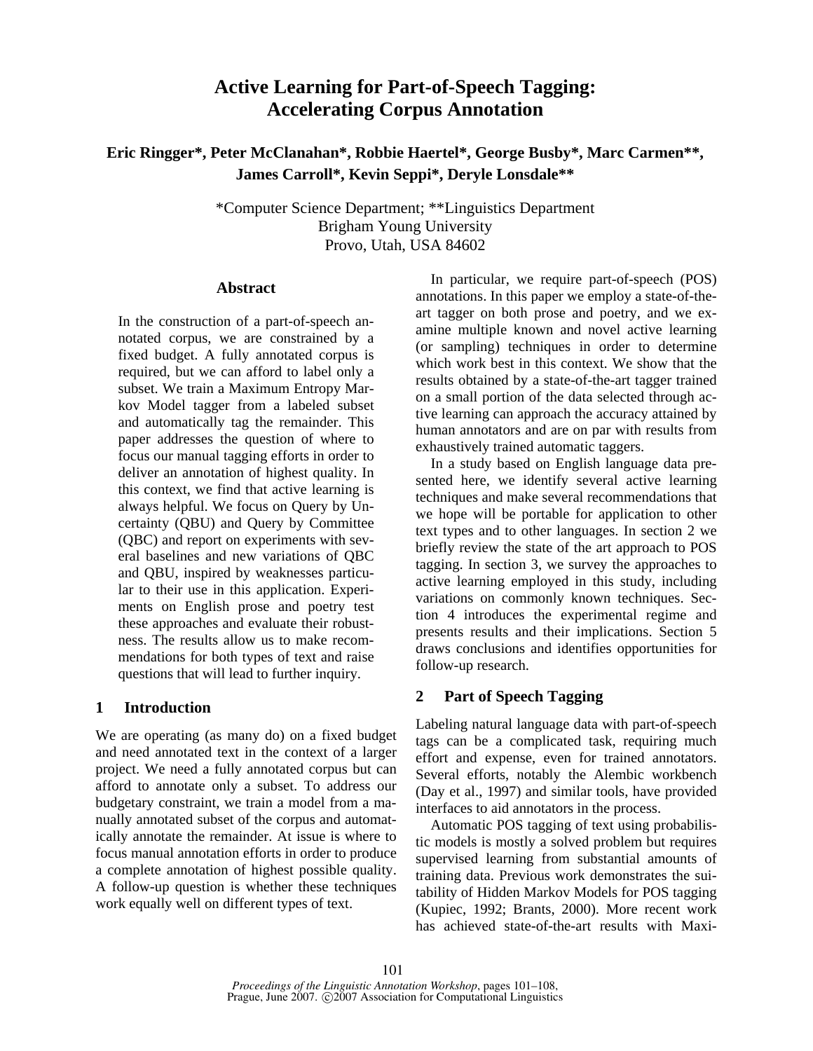# Active Learning for Part-of-Speech Tagging: Accelerating Corpus Annotation

**Eric Ringger\*, Peter McClanahan\*, Robbie Haertel\*, George Busby\*, Marc Carmen\*\*, James Carroll\*, Kevin Seppi\*, Deryle Lonsdale\*\***

\*Computer Science Department; \*\*Linguistics Department
Brigham Young University
Provo, Utah, USA 84602

## Abstract

In the construction of a part-of-speech annotated corpus, we are constrained by a fixed budget. A fully annotated corpus is required, but we can afford to label only a subset. We train a Maximum Entropy Markov Model tagger from a labeled subset and automatically tag the remainder. This paper addresses the question of where to focus our manual tagging efforts in order to deliver an annotation of highest quality. In this context, we find that active learning is always helpful. We focus on Query by Uncertainty (QBU) and Query by Committee (QBC) and report on experiments with several baselines and new variations of QBC and QBU, inspired by weaknesses particular to their use in this application. Experiments on English prose and poetry test these approaches and evaluate their robustness. The results allow us to make recommendations for both types of text and raise questions that will lead to further inquiry.

## 1 Introduction

We are operating (as many do) on a fixed budget and need annotated text in the context of a larger project. We need a fully annotated corpus but can afford to annotate only a subset. To address our budgetary constraint, we train a model from a manually annotated subset of the corpus and automatically annotate the remainder. At issue is where to focus manual annotation efforts in order to produce a complete annotation of highest possible quality. A follow-up question is whether these techniques work equally well on different types of text.

In particular, we require part-of-speech (POS) annotations. In this paper we employ a state-of-the-art tagger on both prose and poetry, and we examine multiple known and novel active learning (or sampling) techniques in order to determine which work best in this context. We show that the results obtained by a state-of-the-art tagger trained on a small portion of the data selected through active learning can approach the accuracy attained by human annotators and are on par with results from exhaustively trained automatic taggers.

In a study based on English language data presented here, we identify several active learning techniques and make several recommendations that we hope will be portable for application to other text types and to other languages. In section 2 we briefly review the state of the art approach to POS tagging. In section 3, we survey the approaches to active learning employed in this study, including variations on commonly known techniques. Section 4 introduces the experimental regime and presents results and their implications. Section 5 draws conclusions and identifies opportunities for follow-up research.

## 2 Part of Speech Tagging

Labeling natural language data with part-of-speech tags can be a complicated task, requiring much effort and expense, even for trained annotators. Several efforts, notably the Alembic workbench (Day et al., 1997) and similar tools, have provided interfaces to aid annotators in the process.

Automatic POS tagging of text using probabilistic models is mostly a solved problem but requires supervised learning from substantial amounts of training data. Previous work demonstrates the suitability of Hidden Markov Models for POS tagging (Kupiec, 1992; Brants, 2000). More recent work has achieved state-of-the-art results with Maxi-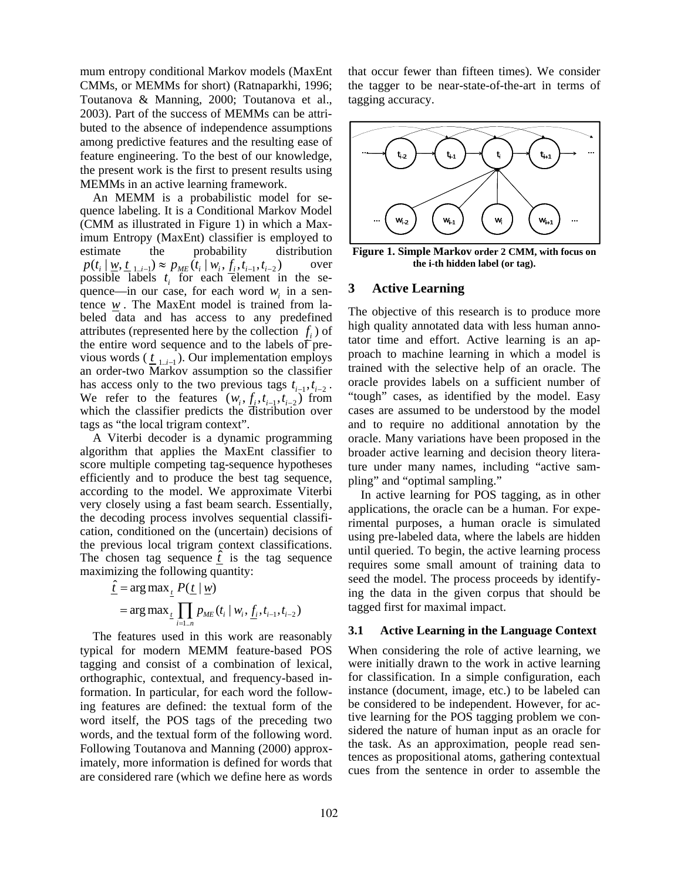mum entropy conditional Markov models (MaxEnt CMMs, or MEMMs for short) (Ratnaparkhi, 1996; Toutanova & Manning, 2000; Toutanova et al., 2003). Part of the success of MEMMs can be attributed to the absence of independence assumptions among predictive features and the resulting ease of feature engineering. To the best of our knowledge, the present work is the first to present results using MEMMs in an active learning framework.

An MEMM is a probabilistic model for sequence labeling. It is a Conditional Markov Model (CMM as illustrated in Figure 1) in which a Maximum Entropy (MaxEnt) classifier is employed to estimate the probability distribution $p(t_i \mid \underline{w}, \underline{t}_{1..i-1}) \approx p_{ME}(t_i \mid w_i, \underline{f}_i, t_{i-1}, t_{i-2})$ over possible labels $t_i$ for each element in the sequence—in our case, for each word $w_i$ in a sentence $\underline{w}$. The MaxEnt model is trained from labeled data and has access to any predefined attributes (represented here by the collection $\underline{f}_i$) of the entire word sequence and to the labels of previous words ($\underline{t}_{1..i-1}$). Our implementation employs an order-two Markov assumption so the classifier has access only to the two previous tags $t_{i-1}, t_{i-2}$. We refer to the features $(w_i, \underline{f}_i, t_{i-1}, t_{i-2})$ from which the classifier predicts the distribution over tags as "the local trigram context".

A Viterbi decoder is a dynamic programming algorithm that applies the MaxEnt classifier to score multiple competing tag-sequence hypotheses efficiently and to produce the best tag sequence, according to the model. We approximate Viterbi very closely using a fast beam search. Essentially, the decoding process involves sequential classification, conditioned on the (uncertain) decisions of the previous local trigram context classifications. The chosen tag sequence $\hat{\underline{t}}$ is the tag sequence maximizing the following quantity:

$$\hat{\underline{t}} = \arg\max_{\underline{t}} P(\underline{t} \mid \underline{w})$$
$$= \arg\max_{\underline{t}} \prod_{i=1..n} p_{ME}(t_i \mid w_i, \underline{f}_i, t_{i-1}, t_{i-2})$$

The features used in this work are reasonably typical for modern MEMM feature-based POS tagging and consist of a combination of lexical, orthographic, contextual, and frequency-based information. In particular, for each word the following features are defined: the textual form of the word itself, the POS tags of the preceding two words, and the textual form of the following word. Following Toutanova and Manning (2000) approximately, more information is defined for words that are considered rare (which we define here as words that occur fewer than fifteen times). We consider the tagger to be near-state-of-the-art in terms of tagging accuracy.

**Figure 1. Simple Markov order 2 CMM, with focus on the i-th hidden label (or tag).**

## 3 Active Learning

The objective of this research is to produce more high quality annotated data with less human annotator time and effort. Active learning is an approach to machine learning in which a model is trained with the selective help of an oracle. The oracle provides labels on a sufficient number of "tough" cases, as identified by the model. Easy cases are assumed to be understood by the model and to require no additional annotation by the oracle. Many variations have been proposed in the broader active learning and decision theory literature under many names, including "active sampling" and "optimal sampling."

In active learning for POS tagging, as in other applications, the oracle can be a human. For experimental purposes, a human oracle is simulated using pre-labeled data, where the labels are hidden until queried. To begin, the active learning process requires some small amount of training data to seed the model. The process proceeds by identifying the data in the given corpus that should be tagged first for maximal impact.

### 3.1 Active Learning in the Language Context

When considering the role of active learning, we were initially drawn to the work in active learning for classification. In a simple configuration, each instance (document, image, etc.) to be labeled can be considered to be independent. However, for active learning for the POS tagging problem we considered the nature of human input as an oracle for the task. As an approximation, people read sentences as propositional atoms, gathering contextual cues from the sentence in order to assemble the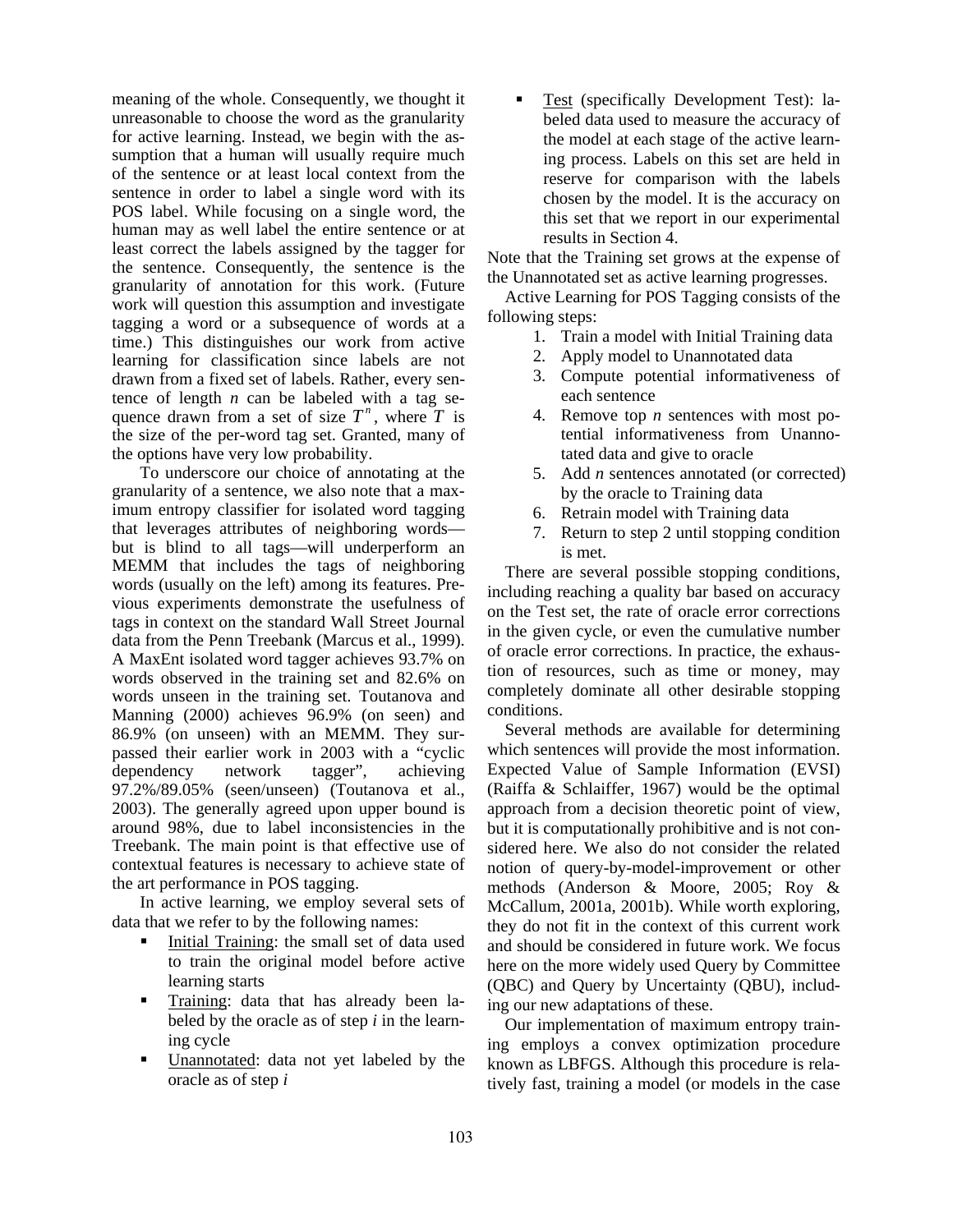meaning of the whole. Consequently, we thought it unreasonable to choose the word as the granularity for active learning. Instead, we begin with the assumption that a human will usually require much of the sentence or at least local context from the sentence in order to label a single word with its POS label. While focusing on a single word, the human may as well label the entire sentence or at least correct the labels assigned by the tagger for the sentence. Consequently, the sentence is the granularity of annotation for this work. (Future work will question this assumption and investigate tagging a word or a subsequence of words at a time.) This distinguishes our work from active learning for classification since labels are not drawn from a fixed set of labels. Rather, every sentence of length $n$ can be labeled with a tag sequence drawn from a set of size $T^n$, where $T$ is the size of the per-word tag set. Granted, many of the options have very low probability.

To underscore our choice of annotating at the granularity of a sentence, we also note that a maximum entropy classifier for isolated word tagging that leverages attributes of neighboring words—but is blind to all tags—will underperform an MEMM that includes the tags of neighboring words (usually on the left) among its features. Previous experiments demonstrate the usefulness of tags in context on the standard Wall Street Journal data from the Penn Treebank (Marcus et al., 1999). A MaxEnt isolated word tagger achieves 93.7% on words observed in the training set and 82.6% on words unseen in the training set. Toutanova and Manning (2000) achieves 96.9% (on seen) and 86.9% (on unseen) with an MEMM. They surpassed their earlier work in 2003 with a "cyclic dependency network tagger", achieving 97.2%/89.05% (seen/unseen) (Toutanova et al., 2003). The generally agreed upon upper bound is around 98%, due to label inconsistencies in the Treebank. The main point is that effective use of contextual features is necessary to achieve state of the art performance in POS tagging.

In active learning, we employ several sets of data that we refer to by the following names:

- Initial Training: the small set of data used to train the original model before active learning starts
- Training: data that has already been labeled by the oracle as of step $i$ in the learning cycle
- Unannotated: data not yet labeled by the oracle as of step $i$
- Test (specifically Development Test): labeled data used to measure the accuracy of the model at each stage of the active learning process. Labels on this set are held in reserve for comparison with the labels chosen by the model. It is the accuracy on this set that we report in our experimental results in Section 4.

Note that the Training set grows at the expense of the Unannotated set as active learning progresses.

Active Learning for POS Tagging consists of the following steps:

1. Train a model with Initial Training data
2. Apply model to Unannotated data
3. Compute potential informativeness of each sentence
4. Remove top $n$ sentences with most potential informativeness from Unannotated data and give to oracle
5. Add $n$ sentences annotated (or corrected) by the oracle to Training data
6. Retrain model with Training data
7. Return to step 2 until stopping condition is met.

There are several possible stopping conditions, including reaching a quality bar based on accuracy on the Test set, the rate of oracle error corrections in the given cycle, or even the cumulative number of oracle error corrections. In practice, the exhaustion of resources, such as time or money, may completely dominate all other desirable stopping conditions.

Several methods are available for determining which sentences will provide the most information. Expected Value of Sample Information (EVSI) (Raiffa & Schlaiffer, 1967) would be the optimal approach from a decision theoretic point of view, but it is computationally prohibitive and is not considered here. We also do not consider the related notion of query-by-model-improvement or other methods (Anderson & Moore, 2005; Roy & McCallum, 2001a, 2001b). While worth exploring, they do not fit in the context of this current work and should be considered in future work. We focus here on the more widely used Query by Committee (QBC) and Query by Uncertainty (QBU), including our new adaptations of these.

Our implementation of maximum entropy training employs a convex optimization procedure known as LBFGS. Although this procedure is relatively fast, training a model (or models in the case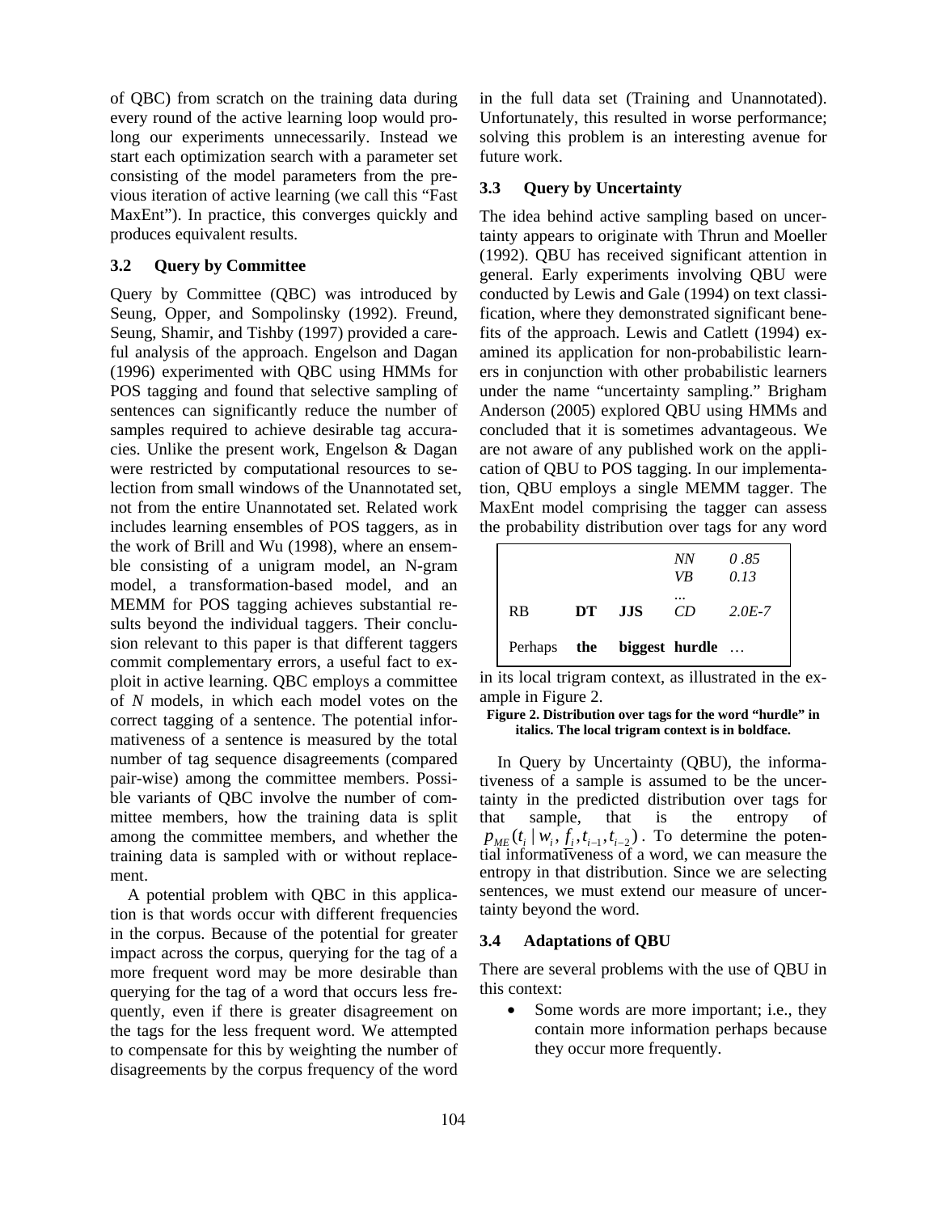of QBC) from scratch on the training data during every round of the active learning loop would prolong our experiments unnecessarily. Instead we start each optimization search with a parameter set consisting of the model parameters from the previous iteration of active learning (we call this "Fast MaxEnt"). In practice, this converges quickly and produces equivalent results.

### 3.2 Query by Committee

Query by Committee (QBC) was introduced by Seung, Opper, and Sompolinsky (1992). Freund, Seung, Shamir, and Tishby (1997) provided a careful analysis of the approach. Engelson and Dagan (1996) experimented with QBC using HMMs for POS tagging and found that selective sampling of sentences can significantly reduce the number of samples required to achieve desirable tag accuracies. Unlike the present work, Engelson & Dagan were restricted by computational resources to selection from small windows of the Unannotated set, not from the entire Unannotated set. Related work includes learning ensembles of POS taggers, as in the work of Brill and Wu (1998), where an ensemble consisting of a unigram model, an N-gram model, a transformation-based model, and an MEMM for POS tagging achieves substantial results beyond the individual taggers. Their conclusion relevant to this paper is that different taggers commit complementary errors, a useful fact to exploit in active learning. QBC employs a committee of *N* models, in which each model votes on the correct tagging of a sentence. The potential informativeness of a sentence is measured by the total number of tag sequence disagreements (compared pair-wise) among the committee members. Possible variants of QBC involve the number of committee members, how the training data is split among the committee members, and whether the training data is sampled with or without replacement.

A potential problem with QBC in this application is that words occur with different frequencies in the corpus. Because of the potential for greater impact across the corpus, querying for the tag of a more frequent word may be more desirable than querying for the tag of a word that occurs less frequently, even if there is greater disagreement on the tags for the less frequent word. We attempted to compensate for this by weighting the number of disagreements by the corpus frequency of the word in the full data set (Training and Unannotated). Unfortunately, this resulted in worse performance; solving this problem is an interesting avenue for future work.

### 3.3 Query by Uncertainty

The idea behind active sampling based on uncertainty appears to originate with Thrun and Moeller (1992). QBU has received significant attention in general. Early experiments involving QBU were conducted by Lewis and Gale (1994) on text classification, where they demonstrated significant benefits of the approach. Lewis and Catlett (1994) examined its application for non-probabilistic learners in conjunction with other probabilistic learners under the name "uncertainty sampling." Brigham Anderson (2005) explored QBU using HMMs and concluded that it is sometimes advantageous. We are not aware of any published work on the application of QBU to POS tagging. In our implementation, QBU employs a single MEMM tagger. The MaxEnt model comprising the tagger can assess the probability distribution over tags for any word in its local trigram context, as illustrated in the example in Figure 2.

|  |  |  | *NN* | *0.85* |
|---|---|---|---|---|
|  |  |  | *VB* | *0.13* |
|  |  |  | ... |  |
| RB | **DT** | **JJS** | *CD* | *2.0E-7* |
| Perhaps | **the** | **biggest** | **hurdle** | … |

**Figure 2. Distribution over tags for the word "hurdle" in italics. The local trigram context is in boldface.**

In Query by Uncertainty (QBU), the informativeness of a sample is assumed to be the uncertainty in the predicted distribution over tags for that sample, that is the entropy of $p_{ME}(t_i \mid w_i, \underline{f_i}, t_{i-1}, t_{i-2})$. To determine the potential informativeness of a word, we can measure the entropy in that distribution. Since we are selecting sentences, we must extend our measure of uncertainty beyond the word.

### 3.4 Adaptations of QBU

There are several problems with the use of QBU in this context:

- Some words are more important; i.e., they contain more information perhaps because they occur more frequently.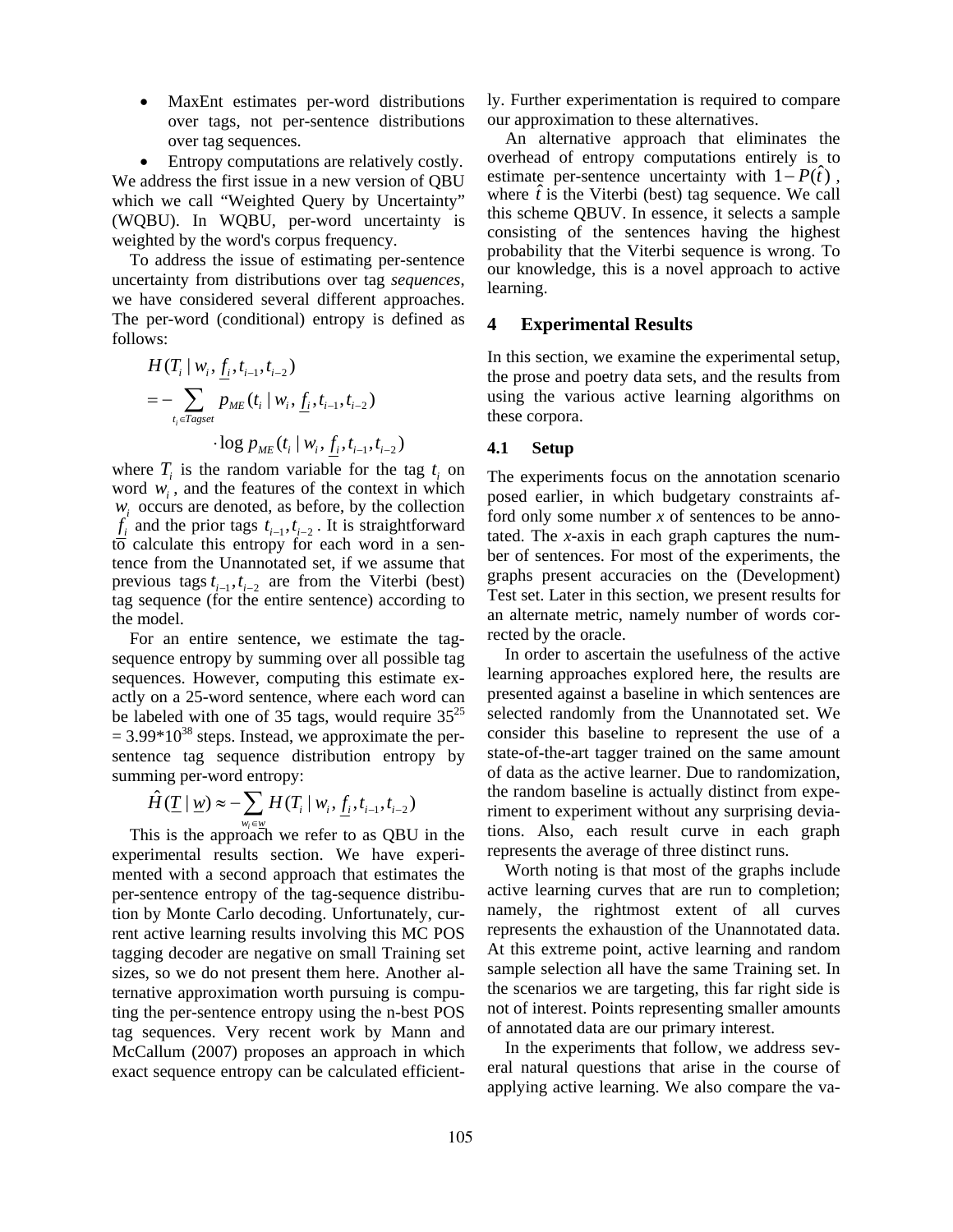- MaxEnt estimates per-word distributions over tags, not per-sentence distributions over tag sequences.
- Entropy computations are relatively costly.

We address the first issue in a new version of QBU which we call "Weighted Query by Uncertainty" (WQBU). In WQBU, per-word uncertainty is weighted by the word's corpus frequency.

To address the issue of estimating per-sentence uncertainty from distributions over tag *sequences*, we have considered several different approaches. The per-word (conditional) entropy is defined as follows:

$$H(T_i \mid w_i, \underline{f_i}, t_{i-1}, t_{i-2}) = -\sum_{t_i \in Tagset} p_{ME}(t_i \mid w_i, \underline{f_i}, t_{i-1}, t_{i-2}) \cdot \log p_{ME}(t_i \mid w_i, \underline{f_i}, t_{i-1}, t_{i-2})$$

where $T_i$ is the random variable for the tag $t_i$ on word $w_i$, and the features of the context in which $w_i$ occurs are denoted, as before, by the collection $\underline{f_i}$ and the prior tags $t_{i-1}, t_{i-2}$. It is straightforward to calculate this entropy for each word in a sentence from the Unannotated set, if we assume that previous tags $t_{i-1}, t_{i-2}$ are from the Viterbi (best) tag sequence (for the entire sentence) according to the model.

For an entire sentence, we estimate the tag-sequence entropy by summing over all possible tag sequences. However, computing this estimate exactly on a 25-word sentence, where each word can be labeled with one of 35 tags, would require $35^{25} = 3.99*10^{38}$ steps. Instead, we approximate the per-sentence tag sequence distribution entropy by summing per-word entropy:

$$\hat{H}(\underline{T} \mid \underline{w}) \approx -\sum_{w_i \in \underline{w}} H(T_i \mid w_i, \underline{f_i}, t_{i-1}, t_{i-2})$$

This is the approach we refer to as QBU in the experimental results section. We have experimented with a second approach that estimates the per-sentence entropy of the tag-sequence distribution by Monte Carlo decoding. Unfortunately, current active learning results involving this MC POS tagging decoder are negative on small Training set sizes, so we do not present them here. Another alternative approximation worth pursuing is computing the per-sentence entropy using the n-best POS tag sequences. Very recent work by Mann and McCallum (2007) proposes an approach in which exact sequence entropy can be calculated efficiently. Further experimentation is required to compare our approximation to these alternatives.

An alternative approach that eliminates the overhead of entropy computations entirely is to estimate per-sentence uncertainty with $1 - P(\hat{t})$, where $\hat{t}$ is the Viterbi (best) tag sequence. We call this scheme QBUV. In essence, it selects a sample consisting of the sentences having the highest probability that the Viterbi sequence is wrong. To our knowledge, this is a novel approach to active learning.

## 4 Experimental Results

In this section, we examine the experimental setup, the prose and poetry data sets, and the results from using the various active learning algorithms on these corpora.

### 4.1 Setup

The experiments focus on the annotation scenario posed earlier, in which budgetary constraints afford only some number *x* of sentences to be annotated. The *x*-axis in each graph captures the number of sentences. For most of the experiments, the graphs present accuracies on the (Development) Test set. Later in this section, we present results for an alternate metric, namely number of words corrected by the oracle.

In order to ascertain the usefulness of the active learning approaches explored here, the results are presented against a baseline in which sentences are selected randomly from the Unannotated set. We consider this baseline to represent the use of a state-of-the-art tagger trained on the same amount of data as the active learner. Due to randomization, the random baseline is actually distinct from experiment to experiment without any surprising deviations. Also, each result curve in each graph represents the average of three distinct runs.

Worth noting is that most of the graphs include active learning curves that are run to completion; namely, the rightmost extent of all curves represents the exhaustion of the Unannotated data. At this extreme point, active learning and random sample selection all have the same Training set. In the scenarios we are targeting, this far right side is not of interest. Points representing smaller amounts of annotated data are our primary interest.

In the experiments that follow, we address several natural questions that arise in the course of applying active learning. We also compare the va-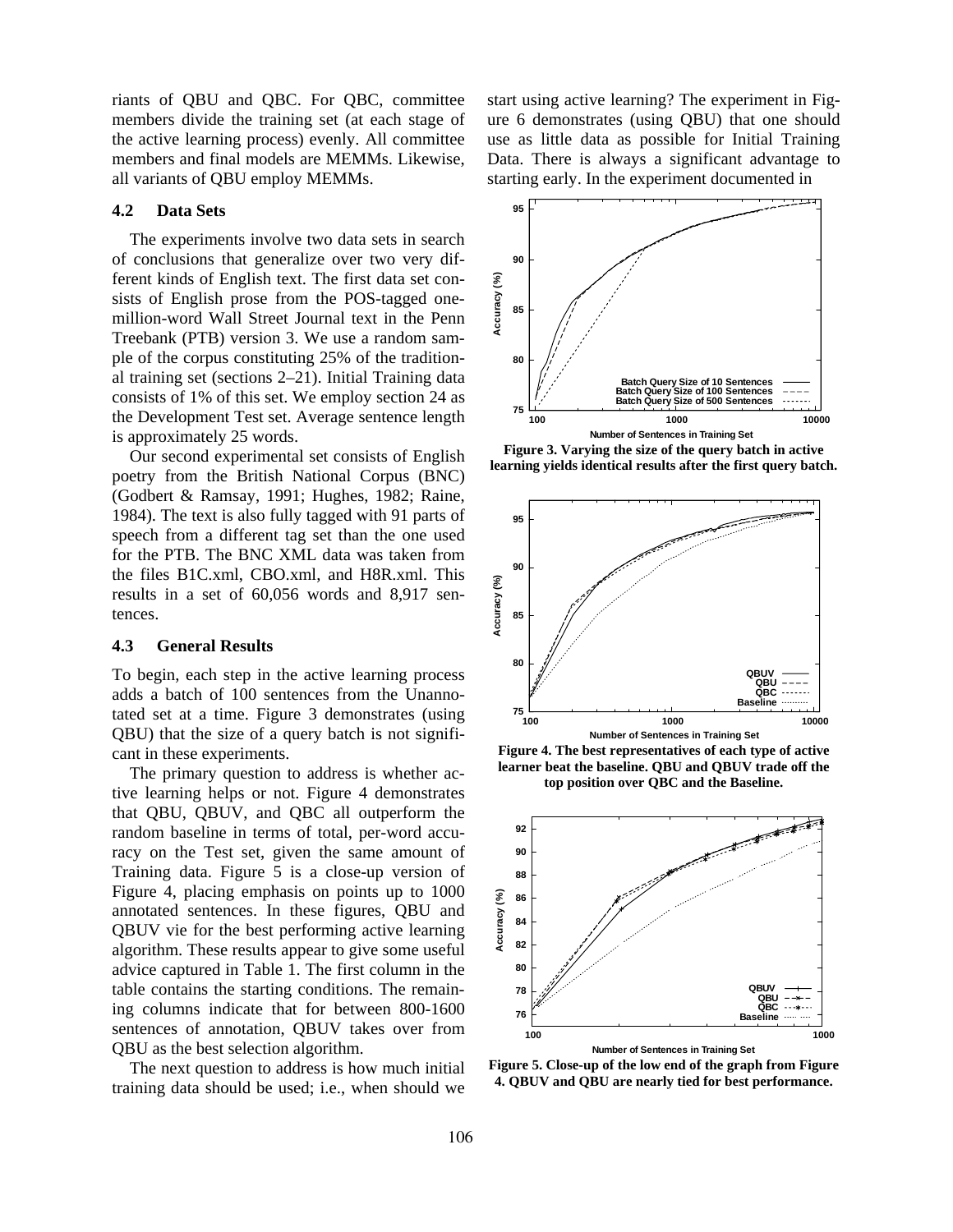riants of QBU and QBC. For QBC, committee members divide the training set (at each stage of the active learning process) evenly. All committee members and final models are MEMMs. Likewise, all variants of QBU employ MEMMs.

### 4.2 Data Sets

The experiments involve two data sets in search of conclusions that generalize over two very different kinds of English text. The first data set consists of English prose from the POS-tagged one-million-word Wall Street Journal text in the Penn Treebank (PTB) version 3. We use a random sample of the corpus constituting 25% of the traditional training set (sections 2–21). Initial Training data consists of 1% of this set. We employ section 24 as the Development Test set. Average sentence length is approximately 25 words.

Our second experimental set consists of English poetry from the British National Corpus (BNC) (Godbert & Ramsay, 1991; Hughes, 1982; Raine, 1984). The text is also fully tagged with 91 parts of speech from a different tag set than the one used for the PTB. The BNC XML data was taken from the files B1C.xml, CBO.xml, and H8R.xml. This results in a set of 60,056 words and 8,917 sentences.

### 4.3 General Results

To begin, each step in the active learning process adds a batch of 100 sentences from the Unannotated set at a time. Figure 3 demonstrates (using QBU) that the size of a query batch is not significant in these experiments.

The primary question to address is whether active learning helps or not. Figure 4 demonstrates that QBU, QBUV, and QBC all outperform the random baseline in terms of total, per-word accuracy on the Test set, given the same amount of Training data. Figure 5 is a close-up version of Figure 4, placing emphasis on points up to 1000 annotated sentences. In these figures, QBU and QBUV vie for the best performing active learning algorithm. These results appear to give some useful advice captured in Table 1. The first column in the table contains the starting conditions. The remaining columns indicate that for between 800-1600 sentences of annotation, QBUV takes over from QBU as the best selection algorithm.

The next question to address is how much initial training data should be used; i.e., when should we start using active learning? The experiment in Figure 6 demonstrates (using QBU) that one should use as little data as possible for Initial Training Data. There is always a significant advantage to starting early. In the experiment documented in

**Figure 3. Varying the size of the query batch in active learning yields identical results after the first query batch.**

**Figure 4. The best representatives of each type of active learner beat the baseline. QBU and QBUV trade off the top position over QBC and the Baseline.**

**Figure 5. Close-up of the low end of the graph from Figure 4. QBUV and QBU are nearly tied for best performance.**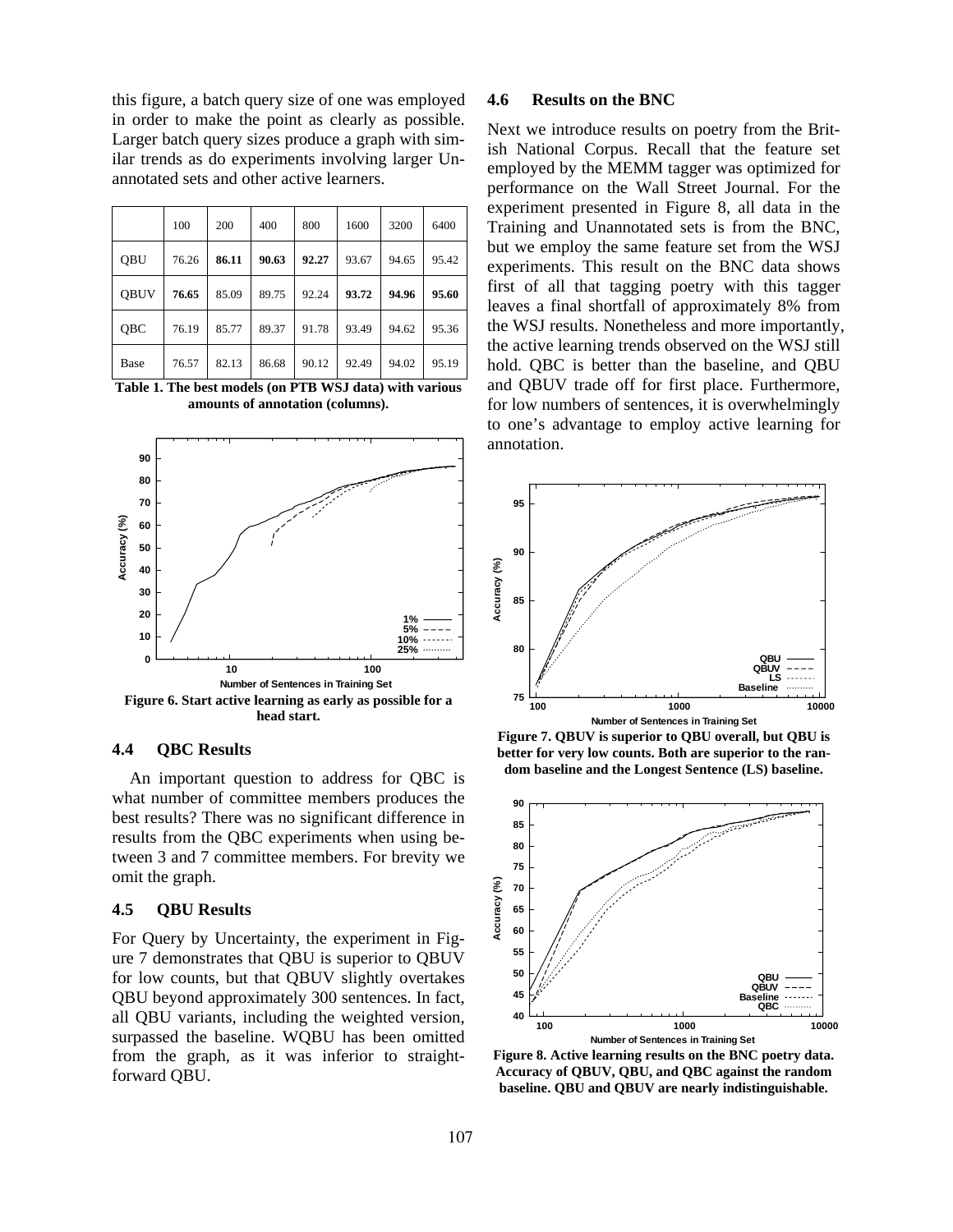this figure, a batch query size of one was employed in order to make the point as clearly as possible. Larger batch query sizes produce a graph with similar trends as do experiments involving larger Unannotated sets and other active learners.

| | 100 | 200 | 400 | 800 | 1600 | 3200 | 6400 |
|---|---|---|---|---|---|---|---|
| QBU | 76.26 | **86.11** | **90.63** | **92.27** | 93.67 | 94.65 | 95.42 |
| QBUV | **76.65** | 85.09 | 89.75 | 92.24 | **93.72** | **94.96** | **95.60** |
| QBC | 76.19 | 85.77 | 89.37 | 91.78 | 93.49 | 94.62 | 95.36 |
| Base | 76.57 | 82.13 | 86.68 | 90.12 | 92.49 | 94.02 | 95.19 |

**Table 1. The best models (on PTB WSJ data) with various amounts of annotation (columns).**

**Figure 6. Start active learning as early as possible for a head start.**

### 4.4 QBC Results

An important question to address for QBC is what number of committee members produces the best results? There was no significant difference in results from the QBC experiments when using between 3 and 7 committee members. For brevity we omit the graph.

### 4.5 QBU Results

For Query by Uncertainty, the experiment in Figure 7 demonstrates that QBU is superior to QBUV for low counts, but that QBUV slightly overtakes QBU beyond approximately 300 sentences. In fact, all QBU variants, including the weighted version, surpassed the baseline. WQBU has been omitted from the graph, as it was inferior to straightforward QBU.

### 4.6 Results on the BNC

Next we introduce results on poetry from the British National Corpus. Recall that the feature set employed by the MEMM tagger was optimized for performance on the Wall Street Journal. For the experiment presented in Figure 8, all data in the Training and Unannotated sets is from the BNC, but we employ the same feature set from the WSJ experiments. This result on the BNC data shows first of all that tagging poetry with this tagger leaves a final shortfall of approximately 8% from the WSJ results. Nonetheless and more importantly, the active learning trends observed on the WSJ still hold. QBC is better than the baseline, and QBU and QBUV trade off for first place. Furthermore, for low numbers of sentences, it is overwhelmingly to one's advantage to employ active learning for annotation.

**Figure 7. QBUV is superior to QBU overall, but QBU is better for very low counts. Both are superior to the random baseline and the Longest Sentence (LS) baseline.**

**Figure 8. Active learning results on the BNC poetry data. Accuracy of QBUV, QBU, and QBC against the random baseline. QBU and QBUV are nearly indistinguishable.**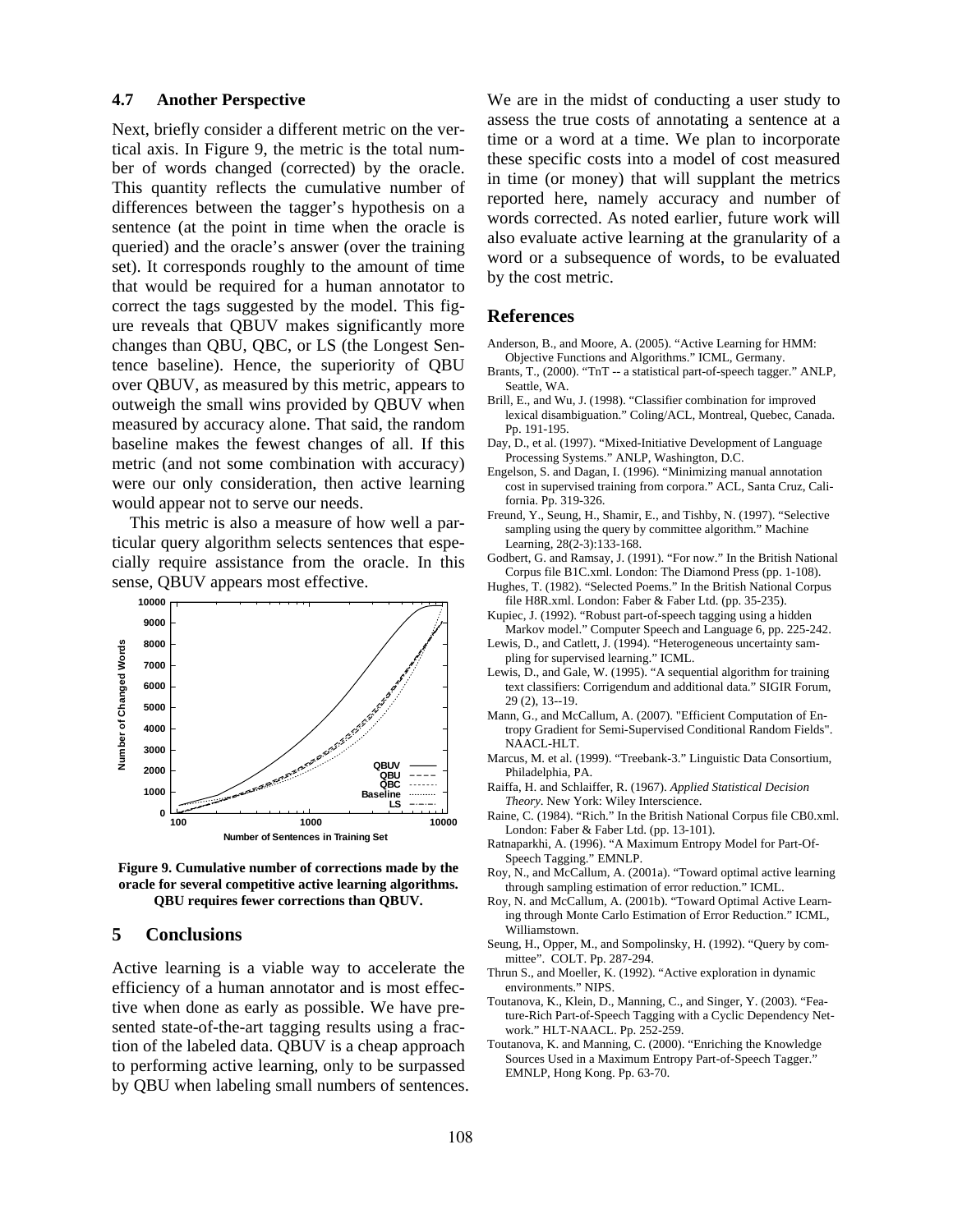### 4.7 Another Perspective

Next, briefly consider a different metric on the vertical axis. In Figure 9, the metric is the total number of words changed (corrected) by the oracle. This quantity reflects the cumulative number of differences between the tagger's hypothesis on a sentence (at the point in time when the oracle is queried) and the oracle's answer (over the training set). It corresponds roughly to the amount of time that would be required for a human annotator to correct the tags suggested by the model. This figure reveals that QBUV makes significantly more changes than QBU, QBC, or LS (the Longest Sentence baseline). Hence, the superiority of QBU over QBUV, as measured by this metric, appears to outweigh the small wins provided by QBUV when measured by accuracy alone. That said, the random baseline makes the fewest changes of all. If this metric (and not some combination with accuracy) were our only consideration, then active learning would appear not to serve our needs.

This metric is also a measure of how well a particular query algorithm selects sentences that especially require assistance from the oracle. In this sense, QBUV appears most effective.

Number of Changed Words
0
1000
2000
3000
4000
5000
6000
7000
8000
9000
10000
100
1000
10000
Number of Sentences in Training Set
QBUV
QBU
QBC
Baseline
LS

**Figure 9. Cumulative number of corrections made by the oracle for several competitive active learning algorithms. QBU requires fewer corrections than QBUV.**

## 5 Conclusions

Active learning is a viable way to accelerate the efficiency of a human annotator and is most effective when done as early as possible. We have presented state-of-the-art tagging results using a fraction of the labeled data. QBUV is a cheap approach to performing active learning, only to be surpassed by QBU when labeling small numbers of sentences. We are in the midst of conducting a user study to assess the true costs of annotating a sentence at a time or a word at a time. We plan to incorporate these specific costs into a model of cost measured in time (or money) that will supplant the metrics reported here, namely accuracy and number of words corrected. As noted earlier, future work will also evaluate active learning at the granularity of a word or a subsequence of words, to be evaluated by the cost metric.

## References

Anderson, B., and Moore, A. (2005). "Active Learning for HMM: Objective Functions and Algorithms." ICML, Germany.

Brants, T., (2000). "TnT -- a statistical part-of-speech tagger." ANLP, Seattle, WA.

Brill, E., and Wu, J. (1998). "Classifier combination for improved lexical disambiguation." Coling/ACL, Montreal, Quebec, Canada. Pp. 191-195.

Day, D., et al. (1997). "Mixed-Initiative Development of Language Processing Systems." ANLP, Washington, D.C.

Engelson, S. and Dagan, I. (1996). "Minimizing manual annotation cost in supervised training from corpora." ACL, Santa Cruz, California. Pp. 319-326.

Freund, Y., Seung, H., Shamir, E., and Tishby, N. (1997). "Selective sampling using the query by committee algorithm." Machine Learning, 28(2-3):133-168.

Godbert, G. and Ramsay, J. (1991). "For now." In the British National Corpus file B1C.xml. London: The Diamond Press (pp. 1-108).

Hughes, T. (1982). "Selected Poems." In the British National Corpus file H8R.xml. London: Faber & Faber Ltd. (pp. 35-235).

Kupiec, J. (1992). "Robust part-of-speech tagging using a hidden Markov model." Computer Speech and Language 6, pp. 225-242.

Lewis, D., and Catlett, J. (1994). "Heterogeneous uncertainty sampling for supervised learning." ICML.

Lewis, D., and Gale, W. (1995). "A sequential algorithm for training text classifiers: Corrigendum and additional data." SIGIR Forum, 29 (2), 13--19.

Mann, G., and McCallum, A. (2007). "Efficient Computation of Entropy Gradient for Semi-Supervised Conditional Random Fields". NAACL-HLT.

Marcus, M. et al. (1999). "Treebank-3." Linguistic Data Consortium, Philadelphia, PA.

Raiffa, H. and Schlaiffer, R. (1967). *Applied Statistical Decision Theory*. New York: Wiley Interscience.

Raine, C. (1984). "Rich." In the British National Corpus file CB0.xml. London: Faber & Faber Ltd. (pp. 13-101).

Ratnaparkhi, A. (1996). "A Maximum Entropy Model for Part-Of-Speech Tagging." EMNLP.

Roy, N., and McCallum, A. (2001a). "Toward optimal active learning through sampling estimation of error reduction." ICML.

Roy, N. and McCallum, A. (2001b). "Toward Optimal Active Learning through Monte Carlo Estimation of Error Reduction." ICML, Williamstown.

Seung, H., Opper, M., and Sompolinsky, H. (1992). "Query by committee". COLT. Pp. 287-294.

Thrun S., and Moeller, K. (1992). "Active exploration in dynamic environments." NIPS.

Toutanova, K., Klein, D., Manning, C., and Singer, Y. (2003). "Feature-Rich Part-of-Speech Tagging with a Cyclic Dependency Network." HLT-NAACL. Pp. 252-259.

Toutanova, K. and Manning, C. (2000). "Enriching the Knowledge Sources Used in a Maximum Entropy Part-of-Speech Tagger." EMNLP, Hong Kong. Pp. 63-70.